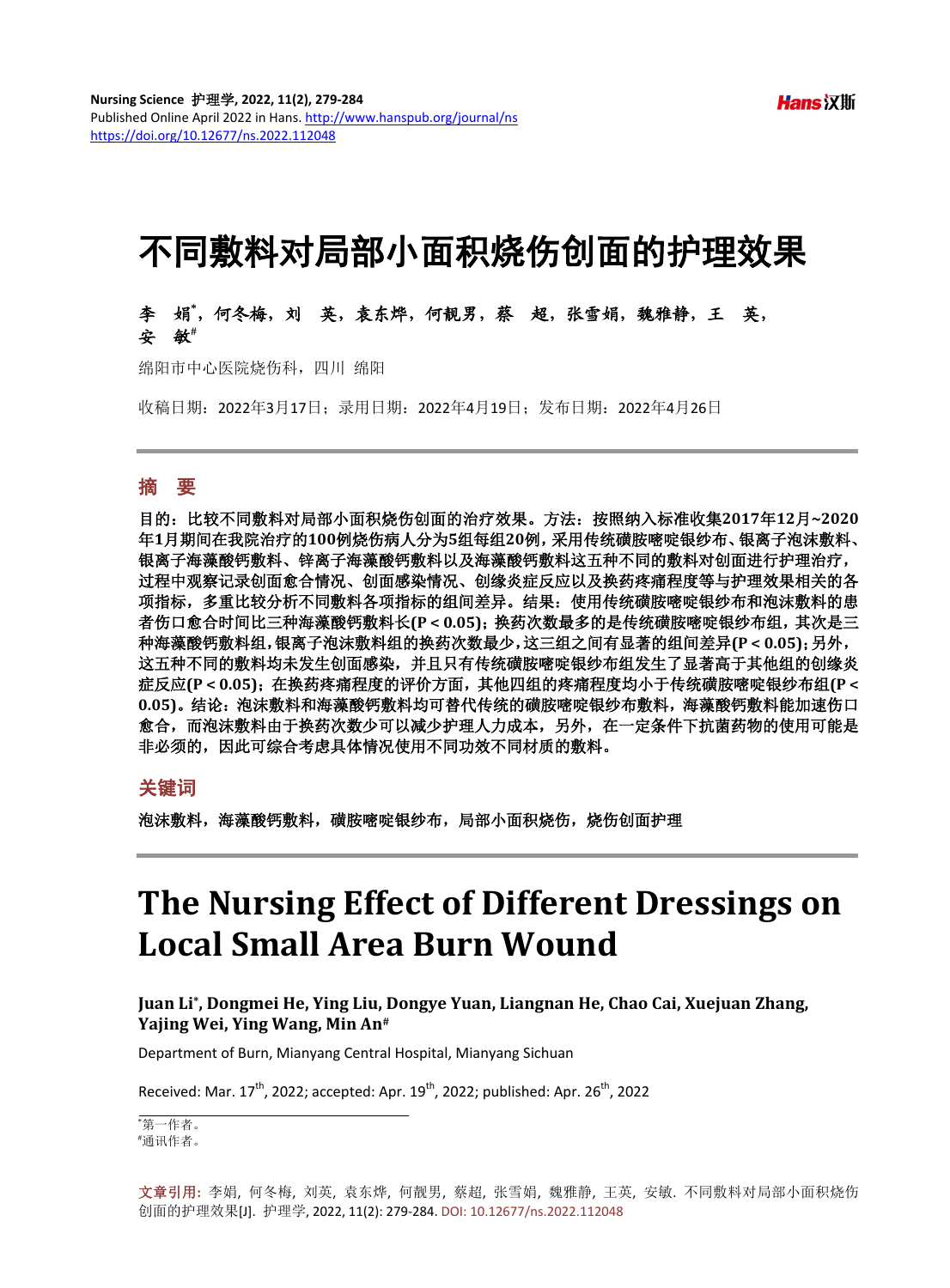# 不同敷料对局部小面积烧伤创面的护理效果

**李　娟*，何冬梅，刘　英，袁东烨，何靓男，蔡　超，张雪娟，魏雅静，王　英，安　敏#**

绵阳市中心医院烧伤科，四川 绵阳

收稿日期：2022年3月17日；录用日期：2022年4月19日；发布日期：2022年4月26日

## 摘　要

**目的：比较不同敷料对局部小面积烧伤创面的治疗效果。方法：按照纳入标准收集2017年12月~2020年1月期间在我院治疗的100例烧伤病人分为5组每组20例，采用传统磺胺嘧啶银纱布、银离子泡沫敷料、银离子海藻酸钙敷料、锌离子海藻酸钙敷料以及海藻酸钙敷料这五种不同的敷料对创面进行护理治疗，过程中观察记录创面愈合情况、创面感染情况、创缘炎症反应以及换药疼痛程度等与护理效果相关的各项指标，多重比较分析不同敷料各项指标的组间差异。结果：使用传统磺胺嘧啶银纱布和泡沫敷料的患者伤口愈合时间比三种海藻酸钙敷料长($P < 0.05$)；换药次数最多的是传统磺胺嘧啶银纱布组，其次是三种海藻酸钙敷料组，银离子泡沫敷料组的换药次数最少，这三组之间有显著的组间差异($P < 0.05$)；另外，这五种不同的敷料均未发生创面感染，并且只有传统磺胺嘧啶银纱布组发生了显著高于其他组的创缘炎症反应($P < 0.05$)；在换药疼痛程度的评价方面，其他四组的疼痛程度均小于传统磺胺嘧啶银纱布组($P < 0.05$)。结论：泡沫敷料和海藻酸钙敷料均可替代传统的磺胺嘧啶银纱布敷料，海藻酸钙敷料能加速伤口愈合，而泡沫敷料由于换药次数少可以减少护理人力成本，另外，在一定条件下抗菌药物的使用可能是非必须的，因此可综合考虑具体情况使用不同功效不同材质的敷料。**

## 关键词

**泡沫敷料，海藻酸钙敷料，磺胺嘧啶银纱布，局部小面积烧伤，烧伤创面护理**

# The Nursing Effect of Different Dressings on Local Small Area Burn Wound

**Juan Li*, Dongmei He, Ying Liu, Dongye Yuan, Liangnan He, Chao Cai, Xuejuan Zhang, Yajing Wei, Ying Wang, Min An#**

Department of Burn, Mianyang Central Hospital, Mianyang Sichuan

Received: Mar. 17th, 2022; accepted: Apr. 19th, 2022; published: Apr. 26th, 2022

*第一作者。
#通讯作者。

**文章引用:** 李娟, 何冬梅, 刘英, 袁东烨, 何靓男, 蔡超, 张雪娟, 魏雅静, 王英, 安敏. 不同敷料对局部小面积烧伤创面的护理效果[J]. 护理学, 2022, 11(2): 279-284. DOI: 10.12677/ns.2022.112048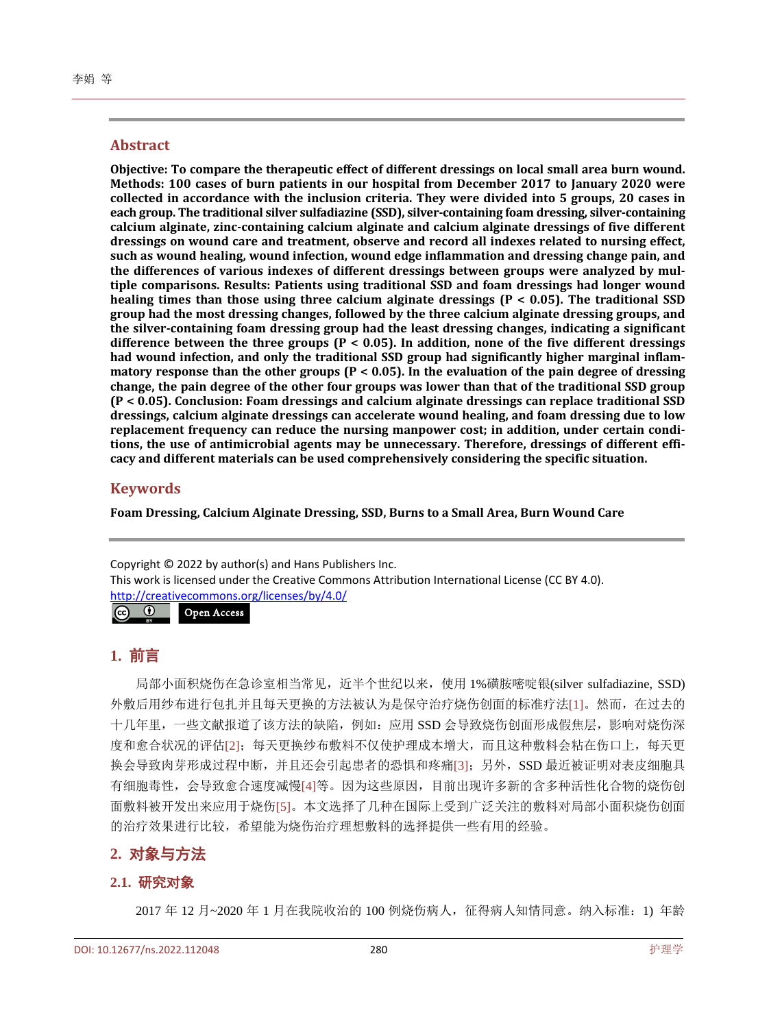## Abstract

**Objective: To compare the therapeutic effect of different dressings on local small area burn wound. Methods: 100 cases of burn patients in our hospital from December 2017 to January 2020 were collected in accordance with the inclusion criteria. They were divided into 5 groups, 20 cases in each group. The traditional silver sulfadiazine (SSD), silver-containing foam dressing, silver-containing calcium alginate, zinc-containing calcium alginate and calcium alginate dressings of five different dressings on wound care and treatment, observe and record all indexes related to nursing effect, such as wound healing, wound infection, wound edge inflammation and dressing change pain, and the differences of various indexes of different dressings between groups were analyzed by multiple comparisons. Results: Patients using traditional SSD and foam dressings had longer wound healing times than those using three calcium alginate dressings ($P < 0.05$). The traditional SSD group had the most dressing changes, followed by the three calcium alginate dressing groups, and the silver-containing foam dressing group had the least dressing changes, indicating a significant difference between the three groups ($P < 0.05$). In addition, none of the five different dressings had wound infection, and only the traditional SSD group had significantly higher marginal inflammatory response than the other groups ($P < 0.05$). In the evaluation of the pain degree of dressing change, the pain degree of the other four groups was lower than that of the traditional SSD group ($P < 0.05$). Conclusion: Foam dressings and calcium alginate dressings can replace traditional SSD dressings, calcium alginate dressings can accelerate wound healing, and foam dressing due to low replacement frequency can reduce the nursing manpower cost; in addition, under certain conditions, the use of antimicrobial agents may be unnecessary. Therefore, dressings of different efficacy and different materials can be used comprehensively considering the specific situation.**

## Keywords

**Foam Dressing, Calcium Alginate Dressing, SSD, Burns to a Small Area, Burn Wound Care**

Copyright © 2022 by author(s) and Hans Publishers Inc.
This work is licensed under the Creative Commons Attribution International License (CC BY 4.0).
http://creativecommons.org/licenses/by/4.0/

Open Access

## 1. 前言

局部小面积烧伤在急诊室相当常见，近半个世纪以来，使用1%磺胺嘧啶银(silver sulfadiazine, SSD)外敷后用纱布进行包扎并且每天更换的方法被认为是保守治疗烧伤创面的标准疗法[1]。然而，在过去的十几年里，一些文献报道了该方法的缺陷，例如：应用SSD会导致烧伤创面形成假焦层，影响对烧伤深度和愈合状况的评估[2]；每天更换纱布敷料不仅使护理成本增大，而且这种敷料会粘在伤口上，每天更换会导致肉芽形成过程中断，并且还会引起患者的恐惧和疼痛[3]；另外，SSD最近被证明对表皮细胞具有细胞毒性，会导致愈合速度减慢[4]等。因为这些原因，目前出现许多新的含多种活性化合物的烧伤创面敷料被开发出来应用于烧伤[5]。本文选择了几种在国际上受到广泛关注的敷料对局部小面积烧伤创面的治疗效果进行比较，希望能为烧伤治疗理想敷料的选择提供一些有用的经验。

## 2. 对象与方法

### 2.1. 研究对象

2017年12月~2020年1月在我院收治的100例烧伤病人，征得病人知情同意。纳入标准：1) 年龄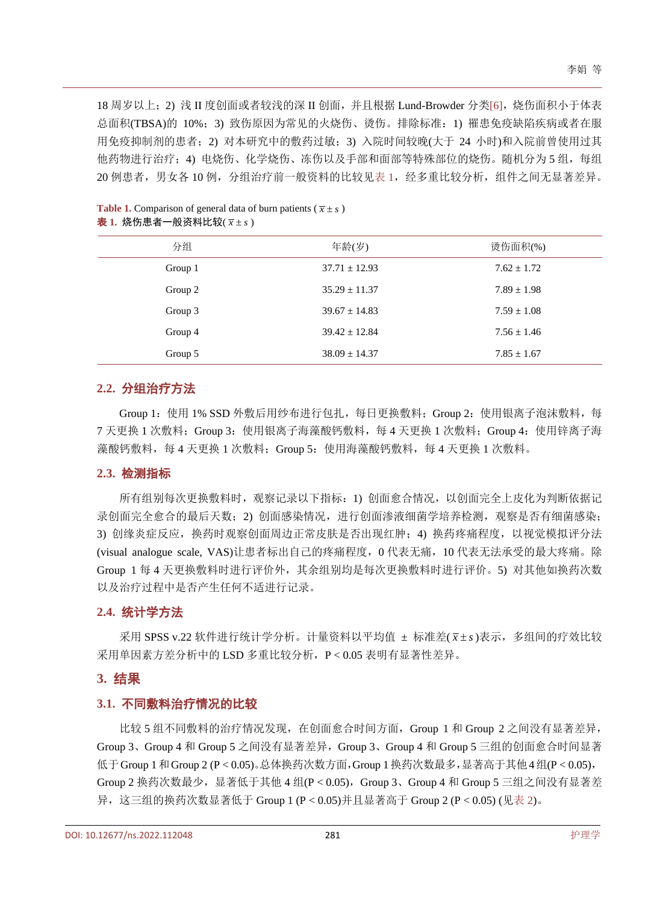18周岁以上；2) 浅II度创面或者较浅的深II创面，并且根据Lund-Browder分类[6]，烧伤面积小于体表总面积(TBSA)的10%；3) 致伤原因为常见的火烧伤、烫伤。排除标准：1) 罹患免疫缺陷疾病或者在服用免疫抑制剂的患者；2) 对本研究中的敷药过敏；3) 入院时间较晚(大于24小时)和入院前曾使用过其他药物进行治疗；4) 电烧伤、化学烧伤、冻伤以及手部和面部等特殊部位的烧伤。随机分为5组，每组20例患者，男女各10例，分组治疗前一般资料的比较见表1，经多重比较分析，组件之间无显著差异。

**Table 1.** Comparison of general data of burn patients ($\bar{x} \pm s$)
**表1.** 烧伤患者一般资料比较($\bar{x} \pm s$)

| 分组 | 年龄(岁) | 烫伤面积(%) |
|---|---|---|
| Group 1 | 37.71 ± 12.93 | 7.62 ± 1.72 |
| Group 2 | 35.29 ± 11.37 | 7.89 ± 1.98 |
| Group 3 | 39.67 ± 14.83 | 7.59 ± 1.08 |
| Group 4 | 39.42 ± 12.84 | 7.56 ± 1.46 |
| Group 5 | 38.09 ± 14.37 | 7.85 ± 1.67 |

### 2.2. 分组治疗方法

Group 1：使用1% SSD外敷后用纱布进行包扎，每日更换敷料；Group 2：使用银离子泡沫敷料，每7天更换1次敷料；Group 3：使用银离子海藻酸钙敷料，每4天更换1次敷料；Group 4：使用锌离子海藻酸钙敷料，每4天更换1次敷料；Group 5：使用海藻酸钙敷料，每4天更换1次敷料。

### 2.3. 检测指标

所有组别每次更换敷料时，观察记录以下指标：1) 创面愈合情况，以创面完全上皮化为判断依据记录创面完全愈合的最后天数；2) 创面感染情况，进行创面渗液细菌学培养检测，观察是否有细菌感染；3) 创缘炎症反应，换药时观察创面周边正常皮肤是否出现红肿；4) 换药疼痛程度，以视觉模拟评分法(visual analogue scale, VAS)让患者标出自己的疼痛程度，0代表无痛，10代表无法承受的最大疼痛。除Group 1每4天更换敷料时进行评价外，其余组别均是每次更换敷料时进行评价。5) 对其他如换药次数以及治疗过程中是否产生任何不适进行记录。

### 2.4. 统计学方法

采用SPSS v.22软件进行统计学分析。计量资料以平均值 ± 标准差($\bar{x} \pm s$)表示，多组间的疗效比较采用单因素方差分析中的LSD多重比较分析，$P < 0.05$表明有显著性差异。

## 3. 结果

### 3.1. 不同敷料治疗情况的比较

比较5组不同敷料的治疗情况发现，在创面愈合时间方面，Group 1和Group 2之间没有显著差异，Group 3、Group 4和Group 5之间没有显著差异，Group 3、Group 4和Group 5三组的创面愈合时间显著低于Group 1和Group 2 ($P < 0.05$)。总体换药次数方面，Group 1换药次数最多，显著高于其他4组($P < 0.05$)，Group 2换药次数最少，显著低于其他4组($P < 0.05$)，Group 3、Group 4和Group 5三组之间没有显著差异，这三组的换药次数显著低于Group 1 ($P < 0.05$)并且显著高于Group 2 ($P < 0.05$) (见表2)。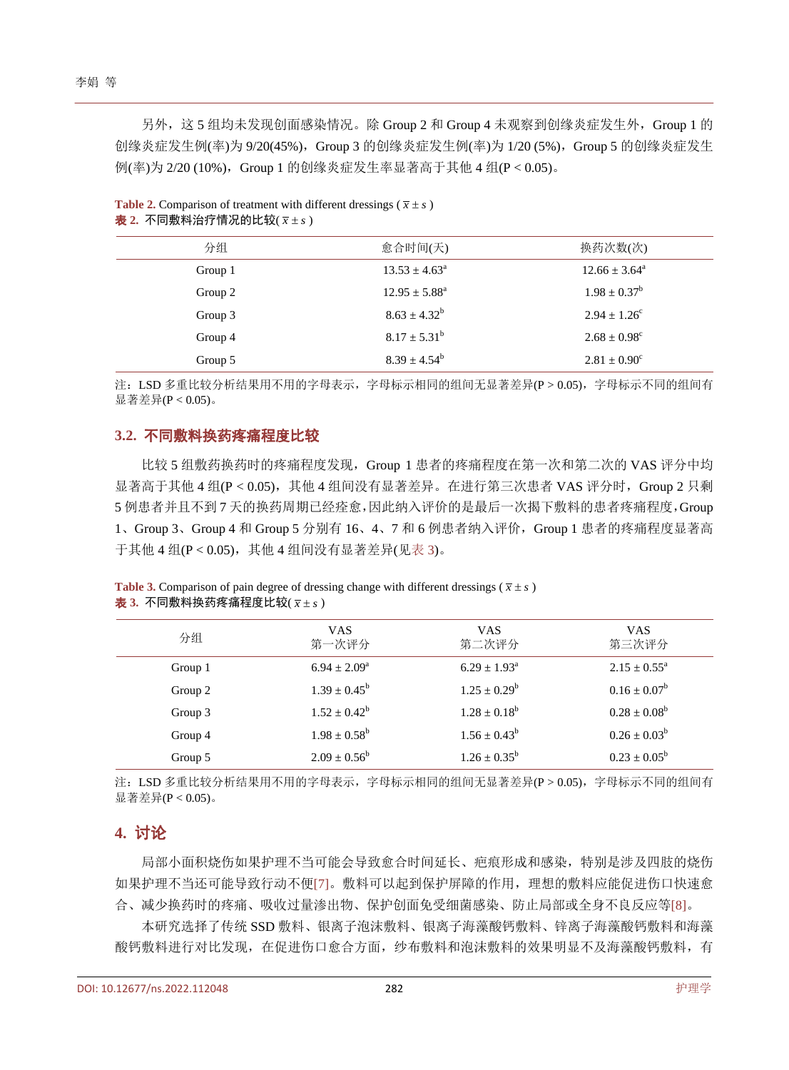另外，这 5 组均未发现创面感染情况。除 Group 2 和 Group 4 未观察到创缘炎症发生外，Group 1 的创缘炎症发生例(率)为 9/20(45%)，Group 3 的创缘炎症发生例(率)为 1/20 (5%)，Group 5 的创缘炎症发生例(率)为 2/20 (10%)，Group 1 的创缘炎症发生率显著高于其他 4 组(P < 0.05)。

**Table 2.** Comparison of treatment with different dressings ( $\bar{x} \pm s$ )
**表 2.** 不同敷料治疗情况的比较( $\bar{x} \pm s$ )

| 分组 | 愈合时间(天) | 换药次数(次) |
| --- | --- | --- |
| Group 1 | $13.53 \pm 4.63^{a}$ | $12.66 \pm 3.64^{a}$ |
| Group 2 | $12.95 \pm 5.88^{a}$ | $1.98 \pm 0.37^{b}$ |
| Group 3 | $8.63 \pm 4.32^{b}$ | $2.94 \pm 1.26^{c}$ |
| Group 4 | $8.17 \pm 5.31^{b}$ | $2.68 \pm 0.98^{c}$ |
| Group 5 | $8.39 \pm 4.54^{b}$ | $2.81 \pm 0.90^{c}$ |

注：LSD 多重比较分析结果用不用的字母表示，字母标示相同的组间无显著差异(P > 0.05)，字母标示不同的组间有显著差异(P < 0.05)。

## 3.2. 不同敷料换药疼痛程度比较

比较 5 组敷药换药时的疼痛程度发现，Group 1 患者的疼痛程度在第一次和第二次的 VAS 评分中均显著高于其他 4 组(P < 0.05)，其他 4 组间没有显著差异。在进行第三次患者 VAS 评分时，Group 2 只剩 5 例患者并且不到 7 天的换药周期已经痊愈，因此纳入评价的是最后一次揭下敷料的患者疼痛程度，Group 1、Group 3、Group 4 和 Group 5 分别有 16、4、7 和 6 例患者纳入评价，Group 1 患者的疼痛程度显著高于其他 4 组(P < 0.05)，其他 4 组间没有显著差异(见表 3)。

**Table 3.** Comparison of pain degree of dressing change with different dressings ( $\bar{x} \pm s$ )
**表 3.** 不同敷料换药疼痛程度比较( $\bar{x} \pm s$ )

| 分组 | VAS 第一次评分 | VAS 第二次评分 | VAS 第三次评分 |
| --- | --- | --- | --- |
| Group 1 | $6.94 \pm 2.09^{a}$ | $6.29 \pm 1.93^{a}$ | $2.15 \pm 0.55^{a}$ |
| Group 2 | $1.39 \pm 0.45^{b}$ | $1.25 \pm 0.29^{b}$ | $0.16 \pm 0.07^{b}$ |
| Group 3 | $1.52 \pm 0.42^{b}$ | $1.28 \pm 0.18^{b}$ | $0.28 \pm 0.08^{b}$ |
| Group 4 | $1.98 \pm 0.58^{b}$ | $1.56 \pm 0.43^{b}$ | $0.26 \pm 0.03^{b}$ |
| Group 5 | $2.09 \pm 0.56^{b}$ | $1.26 \pm 0.35^{b}$ | $0.23 \pm 0.05^{b}$ |

注：LSD 多重比较分析结果用不用的字母表示，字母标示相同的组间无显著差异(P > 0.05)，字母标示不同的组间有显著差异(P < 0.05)。

# 4. 讨论

局部小面积烧伤如果护理不当可能会导致愈合时间延长、疤痕形成和感染，特别是涉及四肢的烧伤如果护理不当还可能导致行动不便[7]。敷料可以起到保护屏障的作用，理想的敷料应能促进伤口快速愈合、减少换药时的疼痛、吸收过量渗出物、保护创面免受细菌感染、防止局部或全身不良反应等[8]。

本研究选择了传统 SSD 敷料、银离子泡沫敷料、银离子海藻酸钙敷料、锌离子海藻酸钙敷料和海藻酸钙敷料进行对比发现，在促进伤口愈合方面，纱布敷料和泡沫敷料的效果明显不及海藻酸钙敷料，有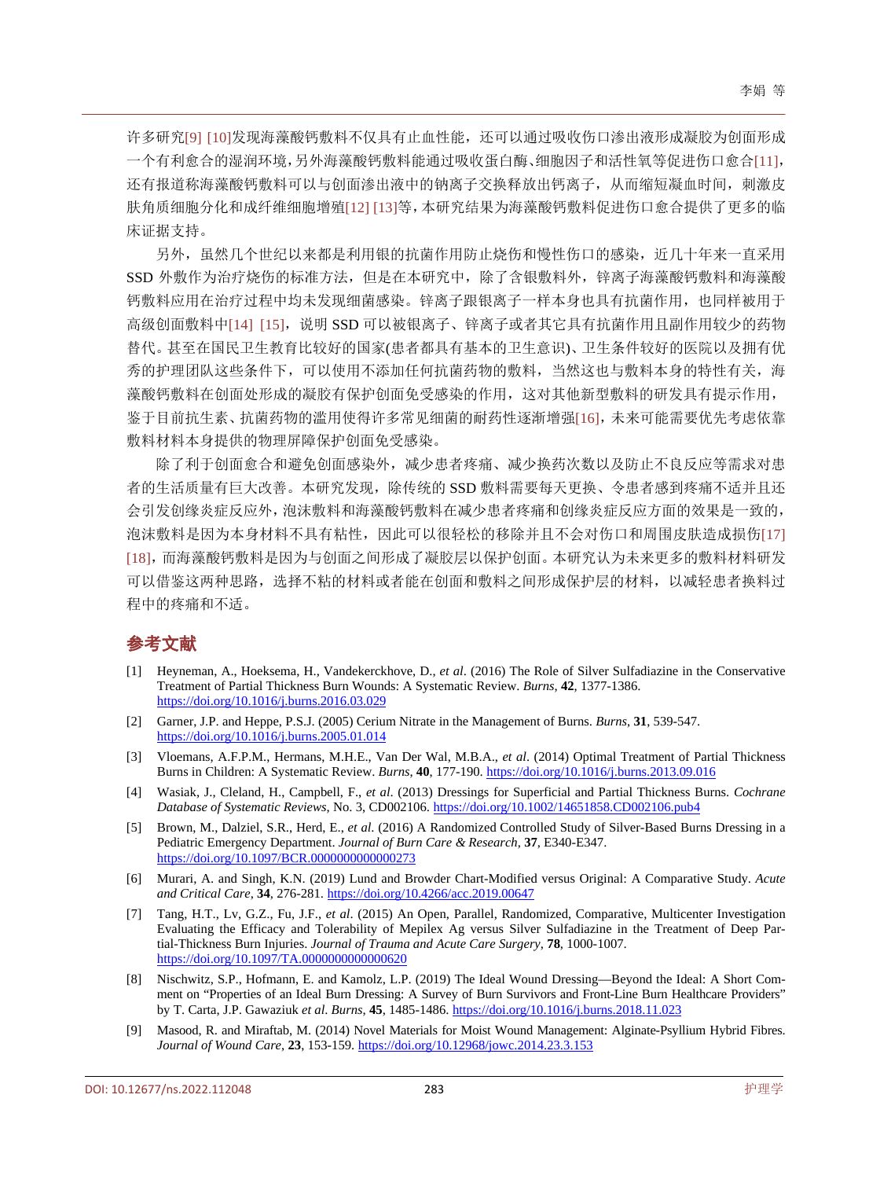许多研究[9] [10]发现海藻酸钙敷料不仅具有止血性能，还可以通过吸收伤口渗出液形成凝胶为创面形成一个有利愈合的湿润环境，另外海藻酸钙敷料能通过吸收蛋白酶、细胞因子和活性氧等促进伤口愈合[11]，还有报道称海藻酸钙敷料可以与创面渗出液中的钠离子交换释放出钙离子，从而缩短凝血时间，刺激皮肤角质细胞分化和成纤维细胞增殖[12] [13]等，本研究结果为海藻酸钙敷料促进伤口愈合提供了更多的临床证据支持。

另外，虽然几个世纪以来都是利用银的抗菌作用防止烧伤和慢性伤口的感染，近几十年来一直采用 SSD 外敷作为治疗烧伤的标准方法，但是在本研究中，除了含银敷料外，锌离子海藻酸钙敷料和海藻酸钙敷料应用在治疗过程中均未发现细菌感染。锌离子跟银离子一样本身也具有抗菌作用，也同样被用于高级创面敷料中[14] [15]，说明 SSD 可以被银离子、锌离子或者其它具有抗菌作用且副作用较少的药物替代。甚至在国民卫生教育比较好的国家(患者都具有基本的卫生意识)、卫生条件较好的医院以及拥有优秀的护理团队这些条件下，可以使用不添加任何抗菌药物的敷料，当然这也与敷料本身的特性有关，海藻酸钙敷料在创面处形成的凝胶有保护创面免受感染的作用，这对其他新型敷料的研发具有提示作用，鉴于目前抗生素、抗菌药物的滥用使得许多常见细菌的耐药性逐渐增强[16]，未来可能需要优先考虑依靠敷料材料本身提供的物理屏障保护创面免受感染。

除了利于创面愈合和避免创面感染外，减少患者疼痛、减少换药次数以及防止不良反应等需求对患者的生活质量有巨大改善。本研究发现，除传统的 SSD 敷料需要每天更换、令患者感到疼痛不适并且还会引发创缘炎症反应外，泡沫敷料和海藻酸钙敷料在减少患者疼痛和创缘炎症反应方面的效果是一致的，泡沫敷料是因为本身材料不具有粘性，因此可以很轻松的移除并且不会对伤口和周围皮肤造成损伤[17] [18]，而海藻酸钙敷料是因为与创面之间形成了凝胶层以保护创面。本研究认为未来更多的敷料材料研发可以借鉴这两种思路，选择不粘的材料或者能在创面和敷料之间形成保护层的材料，以减轻患者换料过程中的疼痛和不适。

## 参考文献

[1] Heyneman, A., Hoeksema, H., Vandekerckhove, D., *et al*. (2016) The Role of Silver Sulfadiazine in the Conservative Treatment of Partial Thickness Burn Wounds: A Systematic Review. *Burns*, **42**, 1377-1386. https://doi.org/10.1016/j.burns.2016.03.029

[2] Garner, J.P. and Heppe, P.S.J. (2005) Cerium Nitrate in the Management of Burns. *Burns*, **31**, 539-547. https://doi.org/10.1016/j.burns.2005.01.014

[3] Vloemans, A.F.P.M., Hermans, M.H.E., Van Der Wal, M.B.A., *et al*. (2014) Optimal Treatment of Partial Thickness Burns in Children: A Systematic Review. *Burns*, **40**, 177-190. https://doi.org/10.1016/j.burns.2013.09.016

[4] Wasiak, J., Cleland, H., Campbell, F., *et al*. (2013) Dressings for Superficial and Partial Thickness Burns. *Cochrane Database of Systematic Reviews*, No. 3, CD002106. https://doi.org/10.1002/14651858.CD002106.pub4

[5] Brown, M., Dalziel, S.R., Herd, E., *et al*. (2016) A Randomized Controlled Study of Silver-Based Burns Dressing in a Pediatric Emergency Department. *Journal of Burn Care & Research*, **37**, E340-E347. https://doi.org/10.1097/BCR.0000000000000273

[6] Murari, A. and Singh, K.N. (2019) Lund and Browder Chart-Modified versus Original: A Comparative Study. *Acute and Critical Care*, **34**, 276-281. https://doi.org/10.4266/acc.2019.00647

[7] Tang, H.T., Lv, G.Z., Fu, J.F., *et al*. (2015) An Open, Parallel, Randomized, Comparative, Multicenter Investigation Evaluating the Efficacy and Tolerability of Mepilex Ag versus Silver Sulfadiazine in the Treatment of Deep Partial-Thickness Burn Injuries. *Journal of Trauma and Acute Care Surgery*, **78**, 1000-1007. https://doi.org/10.1097/TA.0000000000000620

[8] Nischwitz, S.P., Hofmann, E. and Kamolz, L.P. (2019) The Ideal Wound Dressing—Beyond the Ideal: A Short Comment on "Properties of an Ideal Burn Dressing: A Survey of Burn Survivors and Front-Line Burn Healthcare Providers" by T. Carta, J.P. Gawaziuk *et al*. *Burns*, **45**, 1485-1486. https://doi.org/10.1016/j.burns.2018.11.023

[9] Masood, R. and Miraftab, M. (2014) Novel Materials for Moist Wound Management: Alginate-Psyllium Hybrid Fibres. *Journal of Wound Care*, **23**, 153-159. https://doi.org/10.12968/jowc.2014.23.3.153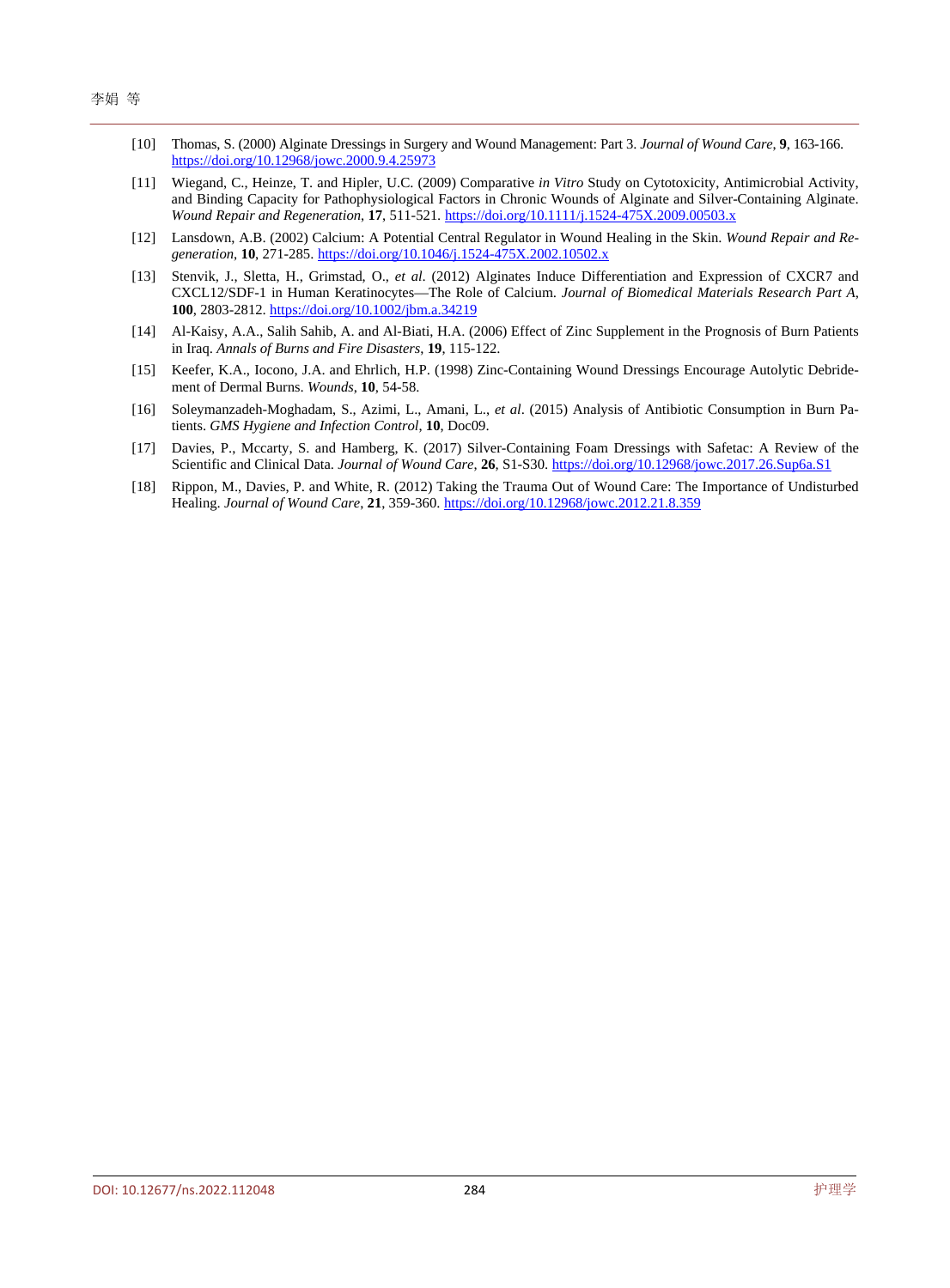[10] Thomas, S. (2000) Alginate Dressings in Surgery and Wound Management: Part 3. *Journal of Wound Care*, **9**, 163-166. https://doi.org/10.12968/jowc.2000.9.4.25973

[11] Wiegand, C., Heinze, T. and Hipler, U.C. (2009) Comparative *in Vitro* Study on Cytotoxicity, Antimicrobial Activity, and Binding Capacity for Pathophysiological Factors in Chronic Wounds of Alginate and Silver-Containing Alginate. *Wound Repair and Regeneration*, **17**, 511-521. https://doi.org/10.1111/j.1524-475X.2009.00503.x

[12] Lansdown, A.B. (2002) Calcium: A Potential Central Regulator in Wound Healing in the Skin. *Wound Repair and Regeneration*, **10**, 271-285. https://doi.org/10.1046/j.1524-475X.2002.10502.x

[13] Stenvik, J., Sletta, H., Grimstad, O., *et al*. (2012) Alginates Induce Differentiation and Expression of CXCR7 and CXCL12/SDF-1 in Human Keratinocytes—The Role of Calcium. *Journal of Biomedical Materials Research Part A*, **100**, 2803-2812. https://doi.org/10.1002/jbm.a.34219

[14] Al-Kaisy, A.A., Salih Sahib, A. and Al-Biati, H.A. (2006) Effect of Zinc Supplement in the Prognosis of Burn Patients in Iraq. *Annals of Burns and Fire Disasters*, **19**, 115-122.

[15] Keefer, K.A., Iocono, J.A. and Ehrlich, H.P. (1998) Zinc-Containing Wound Dressings Encourage Autolytic Debridement of Dermal Burns. *Wounds*, **10**, 54-58.

[16] Soleymanzadeh-Moghadam, S., Azimi, L., Amani, L., *et al*. (2015) Analysis of Antibiotic Consumption in Burn Patients. *GMS Hygiene and Infection Control*, **10**, Doc09.

[17] Davies, P., Mccarty, S. and Hamberg, K. (2017) Silver-Containing Foam Dressings with Safetac: A Review of the Scientific and Clinical Data. *Journal of Wound Care*, **26**, S1-S30. https://doi.org/10.12968/jowc.2017.26.Sup6a.S1

[18] Rippon, M., Davies, P. and White, R. (2012) Taking the Trauma Out of Wound Care: The Importance of Undisturbed Healing. *Journal of Wound Care*, **21**, 359-360. https://doi.org/10.12968/jowc.2012.21.8.359